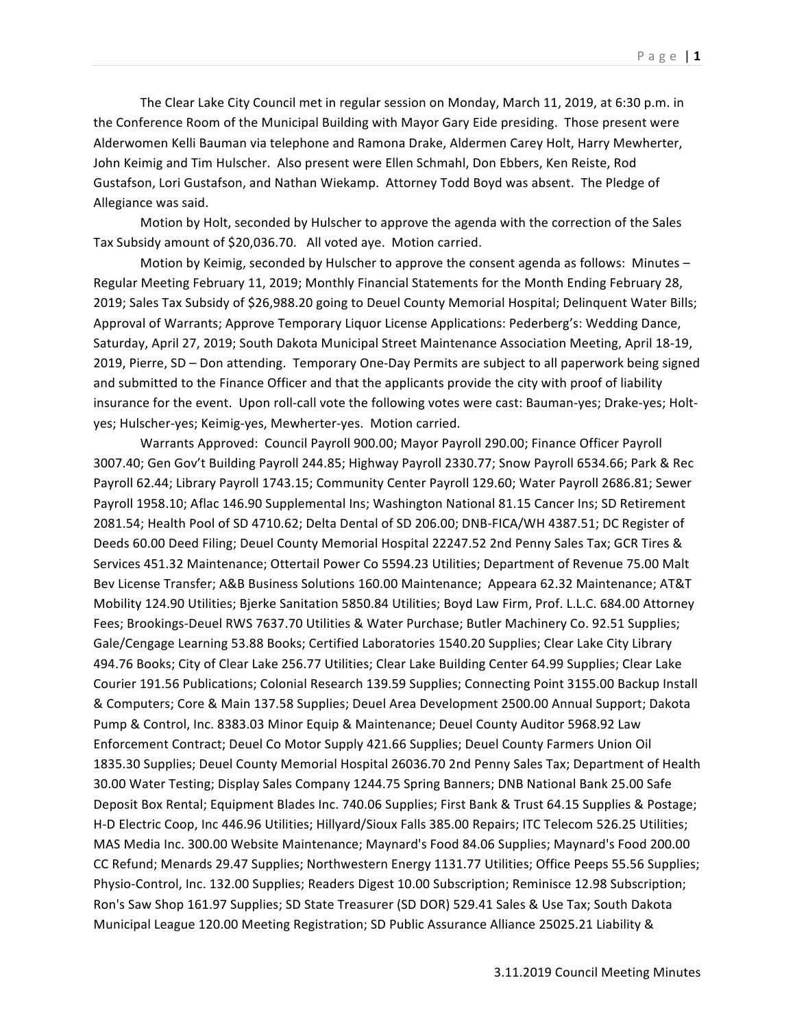The Clear Lake City Council met in regular session on Monday, March 11, 2019, at 6:30 p.m. in the Conference Room of the Municipal Building with Mayor Gary Eide presiding. Those present were Alderwomen Kelli Bauman via telephone and Ramona Drake, Aldermen Carey Holt, Harry Mewherter, John Keimig and Tim Hulscher. Also present were Ellen Schmahl, Don Ebbers, Ken Reiste, Rod Gustafson, Lori Gustafson, and Nathan Wiekamp. Attorney Todd Boyd was absent. The Pledge of Allegiance was said.

Motion by Holt, seconded by Hulscher to approve the agenda with the correction of the Sales Tax Subsidy amount of $20,036.70. All voted aye. Motion carried.

Motion by Keimig, seconded by Hulscher to approve the consent agenda as follows: Minutes – Regular Meeting February 11, 2019; Monthly Financial Statements for the Month Ending February 28, 2019; Sales Tax Subsidy of $26,988.20 going to Deuel County Memorial Hospital; Delinquent Water Bills; Approval of Warrants; Approve Temporary Liquor License Applications: Pederberg's: Wedding Dance, Saturday, April 27, 2019; South Dakota Municipal Street Maintenance Association Meeting, April 18-19, 2019, Pierre, SD – Don attending. Temporary One-Day Permits are subject to all paperwork being signed and submitted to the Finance Officer and that the applicants provide the city with proof of liability insurance for the event. Upon roll-call vote the following votes were cast: Bauman-yes; Drake-yes; Holt-yes; Hulscher-yes; Keimig-yes, Mewherter-yes. Motion carried.

Warrants Approved: Council Payroll 900.00; Mayor Payroll 290.00; Finance Officer Payroll 3007.40; Gen Gov't Building Payroll 244.85; Highway Payroll 2330.77; Snow Payroll 6534.66; Park & Rec Payroll 62.44; Library Payroll 1743.15; Community Center Payroll 129.60; Water Payroll 2686.81; Sewer Payroll 1958.10; Aflac 146.90 Supplemental Ins; Washington National 81.15 Cancer Ins; SD Retirement 2081.54; Health Pool of SD 4710.62; Delta Dental of SD 206.00; DNB-FICA/WH 4387.51; DC Register of Deeds 60.00 Deed Filing; Deuel County Memorial Hospital 22247.52 2nd Penny Sales Tax; GCR Tires & Services 451.32 Maintenance; Ottertail Power Co 5594.23 Utilities; Department of Revenue 75.00 Malt Bev License Transfer; A&B Business Solutions 160.00 Maintenance; Appeara 62.32 Maintenance; AT&T Mobility 124.90 Utilities; Bjerke Sanitation 5850.84 Utilities; Boyd Law Firm, Prof. L.L.C. 684.00 Attorney Fees; Brookings-Deuel RWS 7637.70 Utilities & Water Purchase; Butler Machinery Co. 92.51 Supplies; Gale/Cengage Learning 53.88 Books; Certified Laboratories 1540.20 Supplies; Clear Lake City Library 494.76 Books; City of Clear Lake 256.77 Utilities; Clear Lake Building Center 64.99 Supplies; Clear Lake Courier 191.56 Publications; Colonial Research 139.59 Supplies; Connecting Point 3155.00 Backup Install & Computers; Core & Main 137.58 Supplies; Deuel Area Development 2500.00 Annual Support; Dakota Pump & Control, Inc. 8383.03 Minor Equip & Maintenance; Deuel County Auditor 5968.92 Law Enforcement Contract; Deuel Co Motor Supply 421.66 Supplies; Deuel County Farmers Union Oil 1835.30 Supplies; Deuel County Memorial Hospital 26036.70 2nd Penny Sales Tax; Department of Health 30.00 Water Testing; Display Sales Company 1244.75 Spring Banners; DNB National Bank 25.00 Safe Deposit Box Rental; Equipment Blades Inc. 740.06 Supplies; First Bank & Trust 64.15 Supplies & Postage; H-D Electric Coop, Inc 446.96 Utilities; Hillyard/Sioux Falls 385.00 Repairs; ITC Telecom 526.25 Utilities; MAS Media Inc. 300.00 Website Maintenance; Maynard's Food 84.06 Supplies; Maynard's Food 200.00 CC Refund; Menards 29.47 Supplies; Northwestern Energy 1131.77 Utilities; Office Peeps 55.56 Supplies; Physio-Control, Inc. 132.00 Supplies; Readers Digest 10.00 Subscription; Reminisce 12.98 Subscription; Ron's Saw Shop 161.97 Supplies; SD State Treasurer (SD DOR) 529.41 Sales & Use Tax; South Dakota Municipal League 120.00 Meeting Registration; SD Public Assurance Alliance 25025.21 Liability &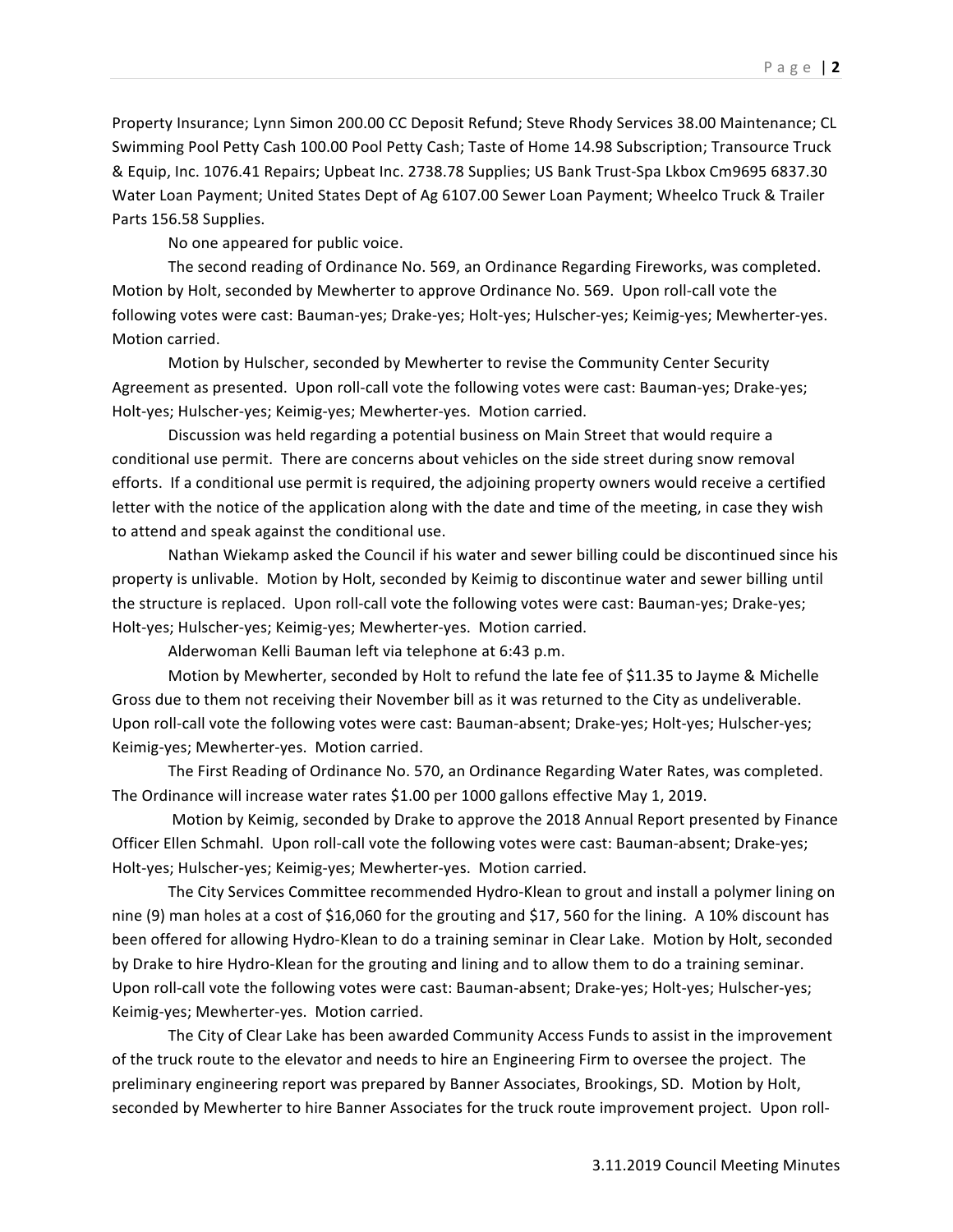Property Insurance; Lynn Simon 200.00 CC Deposit Refund; Steve Rhody Services 38.00 Maintenance; CL Swimming Pool Petty Cash 100.00 Pool Petty Cash; Taste of Home 14.98 Subscription; Transource Truck & Equip, Inc. 1076.41 Repairs; Upbeat Inc. 2738.78 Supplies; US Bank Trust-Spa Lkbox Cm9695 6837.30 Water Loan Payment; United States Dept of Ag 6107.00 Sewer Loan Payment; Wheelco Truck & Trailer Parts 156.58 Supplies.

No one appeared for public voice.

The second reading of Ordinance No. 569, an Ordinance Regarding Fireworks, was completed. Motion by Holt, seconded by Mewherter to approve Ordinance No. 569. Upon roll-call vote the following votes were cast: Bauman-yes; Drake-yes; Holt-yes; Hulscher-yes; Keimig-yes; Mewherter-yes. Motion carried.

Motion by Hulscher, seconded by Mewherter to revise the Community Center Security Agreement as presented. Upon roll-call vote the following votes were cast: Bauman-yes; Drake-yes; Holt-yes; Hulscher-yes; Keimig-yes; Mewherter-yes. Motion carried.

Discussion was held regarding a potential business on Main Street that would require a conditional use permit. There are concerns about vehicles on the side street during snow removal efforts. If a conditional use permit is required, the adjoining property owners would receive a certified letter with the notice of the application along with the date and time of the meeting, in case they wish to attend and speak against the conditional use.

Nathan Wiekamp asked the Council if his water and sewer billing could be discontinued since his property is unlivable. Motion by Holt, seconded by Keimig to discontinue water and sewer billing until the structure is replaced. Upon roll-call vote the following votes were cast: Bauman-yes; Drake-yes; Holt-yes; Hulscher-yes; Keimig-yes; Mewherter-yes. Motion carried.

Alderwoman Kelli Bauman left via telephone at 6:43 p.m.

Motion by Mewherter, seconded by Holt to refund the late fee of $11.35 to Jayme & Michelle Gross due to them not receiving their November bill as it was returned to the City as undeliverable. Upon roll-call vote the following votes were cast: Bauman-absent; Drake-yes; Holt-yes; Hulscher-yes; Keimig-yes; Mewherter-yes. Motion carried.

The First Reading of Ordinance No. 570, an Ordinance Regarding Water Rates, was completed. The Ordinance will increase water rates $1.00 per 1000 gallons effective May 1, 2019.

Motion by Keimig, seconded by Drake to approve the 2018 Annual Report presented by Finance Officer Ellen Schmahl. Upon roll-call vote the following votes were cast: Bauman-absent; Drake-yes; Holt-yes; Hulscher-yes; Keimig-yes; Mewherter-yes. Motion carried.

The City Services Committee recommended Hydro-Klean to grout and install a polymer lining on nine (9) man holes at a cost of $16,060 for the grouting and $17, 560 for the lining. A 10% discount has been offered for allowing Hydro-Klean to do a training seminar in Clear Lake. Motion by Holt, seconded by Drake to hire Hydro-Klean for the grouting and lining and to allow them to do a training seminar. Upon roll-call vote the following votes were cast: Bauman-absent; Drake-yes; Holt-yes; Hulscher-yes; Keimig-yes; Mewherter-yes. Motion carried.

The City of Clear Lake has been awarded Community Access Funds to assist in the improvement of the truck route to the elevator and needs to hire an Engineering Firm to oversee the project. The preliminary engineering report was prepared by Banner Associates, Brookings, SD. Motion by Holt, seconded by Mewherter to hire Banner Associates for the truck route improvement project. Upon roll-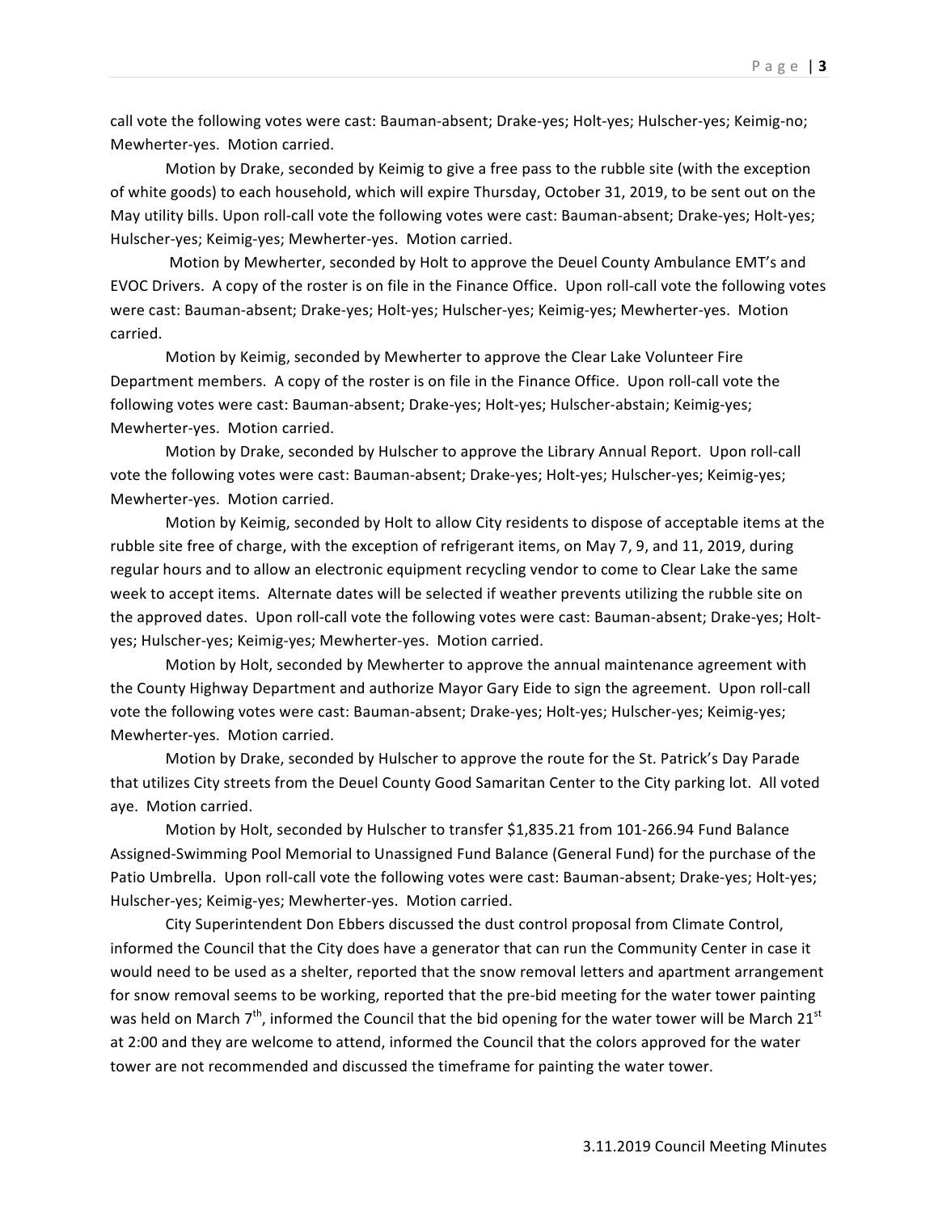call vote the following votes were cast: Bauman-absent; Drake-yes; Holt-yes; Hulscher-yes; Keimig-no; Mewherter-yes. Motion carried.

Motion by Drake, seconded by Keimig to give a free pass to the rubble site (with the exception of white goods) to each household, which will expire Thursday, October 31, 2019, to be sent out on the May utility bills. Upon roll-call vote the following votes were cast: Bauman-absent; Drake-yes; Holt-yes; Hulscher-yes; Keimig-yes; Mewherter-yes. Motion carried.

Motion by Mewherter, seconded by Holt to approve the Deuel County Ambulance EMT's and EVOC Drivers. A copy of the roster is on file in the Finance Office. Upon roll-call vote the following votes were cast: Bauman-absent; Drake-yes; Holt-yes; Hulscher-yes; Keimig-yes; Mewherter-yes. Motion carried.

Motion by Keimig, seconded by Mewherter to approve the Clear Lake Volunteer Fire Department members. A copy of the roster is on file in the Finance Office. Upon roll-call vote the following votes were cast: Bauman-absent; Drake-yes; Holt-yes; Hulscher-abstain; Keimig-yes; Mewherter-yes. Motion carried.

Motion by Drake, seconded by Hulscher to approve the Library Annual Report. Upon roll-call vote the following votes were cast: Bauman-absent; Drake-yes; Holt-yes; Hulscher-yes; Keimig-yes; Mewherter-yes. Motion carried.

Motion by Keimig, seconded by Holt to allow City residents to dispose of acceptable items at the rubble site free of charge, with the exception of refrigerant items, on May 7, 9, and 11, 2019, during regular hours and to allow an electronic equipment recycling vendor to come to Clear Lake the same week to accept items. Alternate dates will be selected if weather prevents utilizing the rubble site on the approved dates. Upon roll-call vote the following votes were cast: Bauman-absent; Drake-yes; Holt-yes; Hulscher-yes; Keimig-yes; Mewherter-yes. Motion carried.

Motion by Holt, seconded by Mewherter to approve the annual maintenance agreement with the County Highway Department and authorize Mayor Gary Eide to sign the agreement. Upon roll-call vote the following votes were cast: Bauman-absent; Drake-yes; Holt-yes; Hulscher-yes; Keimig-yes; Mewherter-yes. Motion carried.

Motion by Drake, seconded by Hulscher to approve the route for the St. Patrick's Day Parade that utilizes City streets from the Deuel County Good Samaritan Center to the City parking lot. All voted aye. Motion carried.

Motion by Holt, seconded by Hulscher to transfer $1,835.21 from 101-266.94 Fund Balance Assigned-Swimming Pool Memorial to Unassigned Fund Balance (General Fund) for the purchase of the Patio Umbrella. Upon roll-call vote the following votes were cast: Bauman-absent; Drake-yes; Holt-yes; Hulscher-yes; Keimig-yes; Mewherter-yes. Motion carried.

City Superintendent Don Ebbers discussed the dust control proposal from Climate Control, informed the Council that the City does have a generator that can run the Community Center in case it would need to be used as a shelter, reported that the snow removal letters and apartment arrangement for snow removal seems to be working, reported that the pre-bid meeting for the water tower painting was held on March 7th, informed the Council that the bid opening for the water tower will be March 21st at 2:00 and they are welcome to attend, informed the Council that the colors approved for the water tower are not recommended and discussed the timeframe for painting the water tower.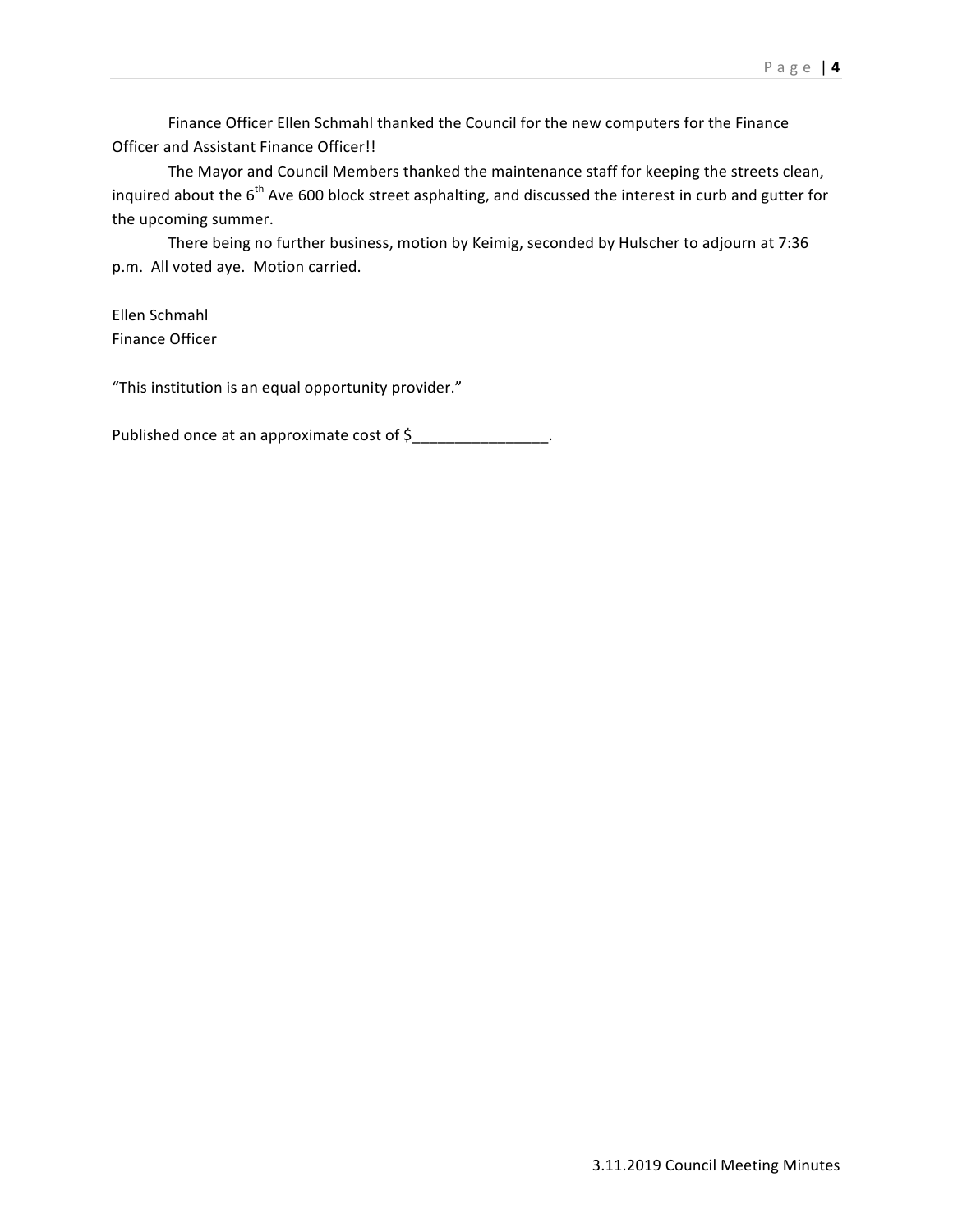Finance Officer Ellen Schmahl thanked the Council for the new computers for the Finance Officer and Assistant Finance Officer!!

The Mayor and Council Members thanked the maintenance staff for keeping the streets clean, inquired about the 6th Ave 600 block street asphalting, and discussed the interest in curb and gutter for the upcoming summer.

There being no further business, motion by Keimig, seconded by Hulscher to adjourn at 7:36 p.m. All voted aye. Motion carried.

Ellen Schmahl
Finance Officer

"This institution is an equal opportunity provider."

Published once at an approximate cost of $________________.